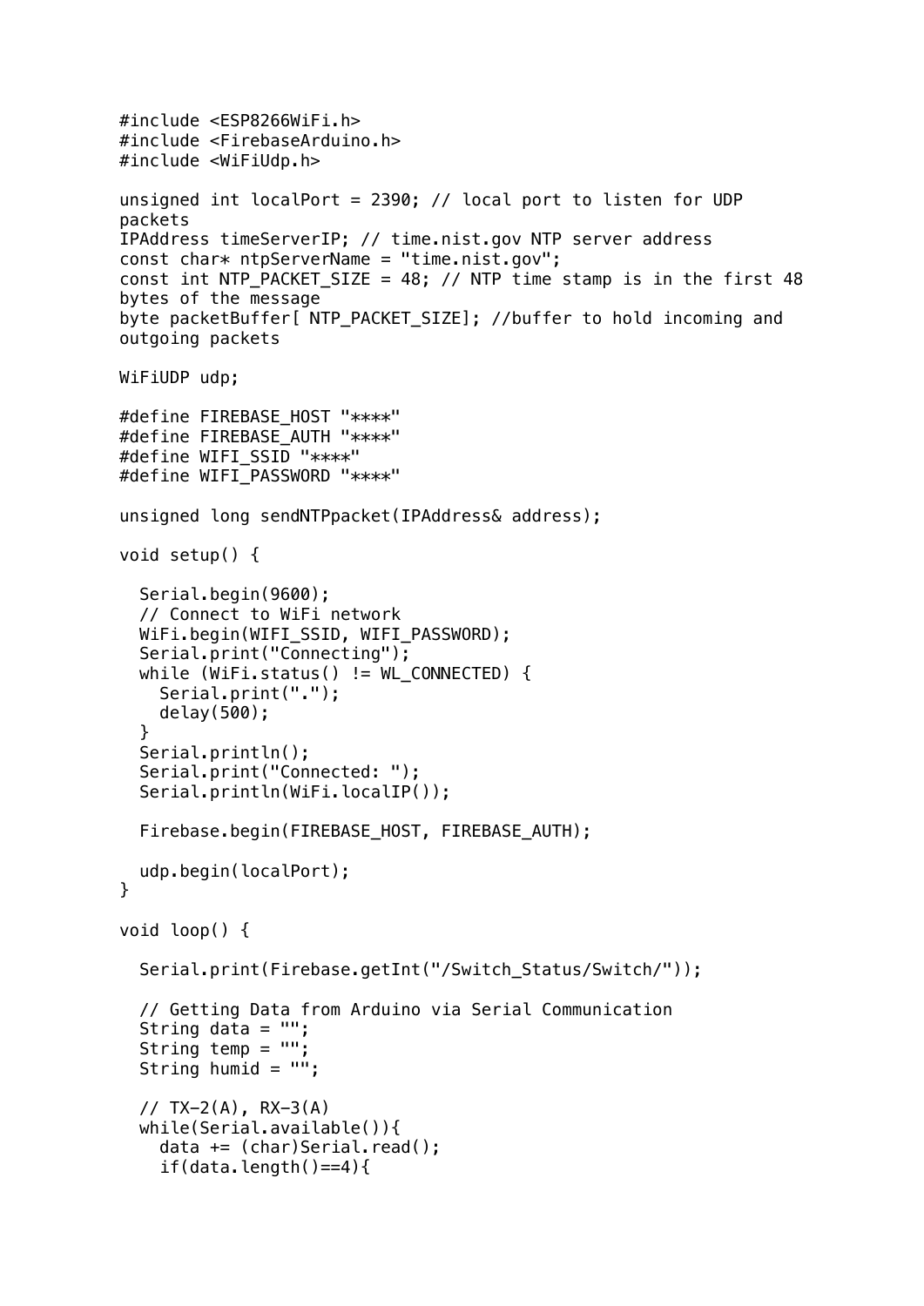```
#include <ESP8266WiFi.h>
#include <FirebaseArduino.h>
#include <WiFiUdp.h>

unsigned int localPort = 2390; // local port to listen for UDP
packets
IPAddress timeServerIP; // time.nist.gov NTP server address
const char* ntpServerName = "time.nist.gov";
const int NTP_PACKET_SIZE = 48; // NTP time stamp is in the first 48
bytes of the message
byte packetBuffer[ NTP_PACKET_SIZE]; //buffer to hold incoming and
outgoing packets

WiFiUDP udp;

#define FIREBASE_HOST "****"
#define FIREBASE_AUTH "****"
#define WIFI_SSID "****"
#define WIFI_PASSWORD "****"

unsigned long sendNTPpacket(IPAddress& address);

void setup() {

  Serial.begin(9600);
  // Connect to WiFi network
  WiFi.begin(WIFI_SSID, WIFI_PASSWORD);
  Serial.print("Connecting");
  while (WiFi.status() != WL_CONNECTED) {
    Serial.print(".");
    delay(500);
  }
  Serial.println();
  Serial.print("Connected: ");
  Serial.println(WiFi.localIP());

  Firebase.begin(FIREBASE_HOST, FIREBASE_AUTH);

  udp.begin(localPort);
}

void loop() {

  Serial.print(Firebase.getInt("/Switch_Status/Switch/"));

  // Getting Data from Arduino via Serial Communication
  String data = "";
  String temp = "";
  String humid = "";

  // TX-2(A), RX-3(A)
  while(Serial.available()){
    data += (char)Serial.read();
    if(data.length()==4){
```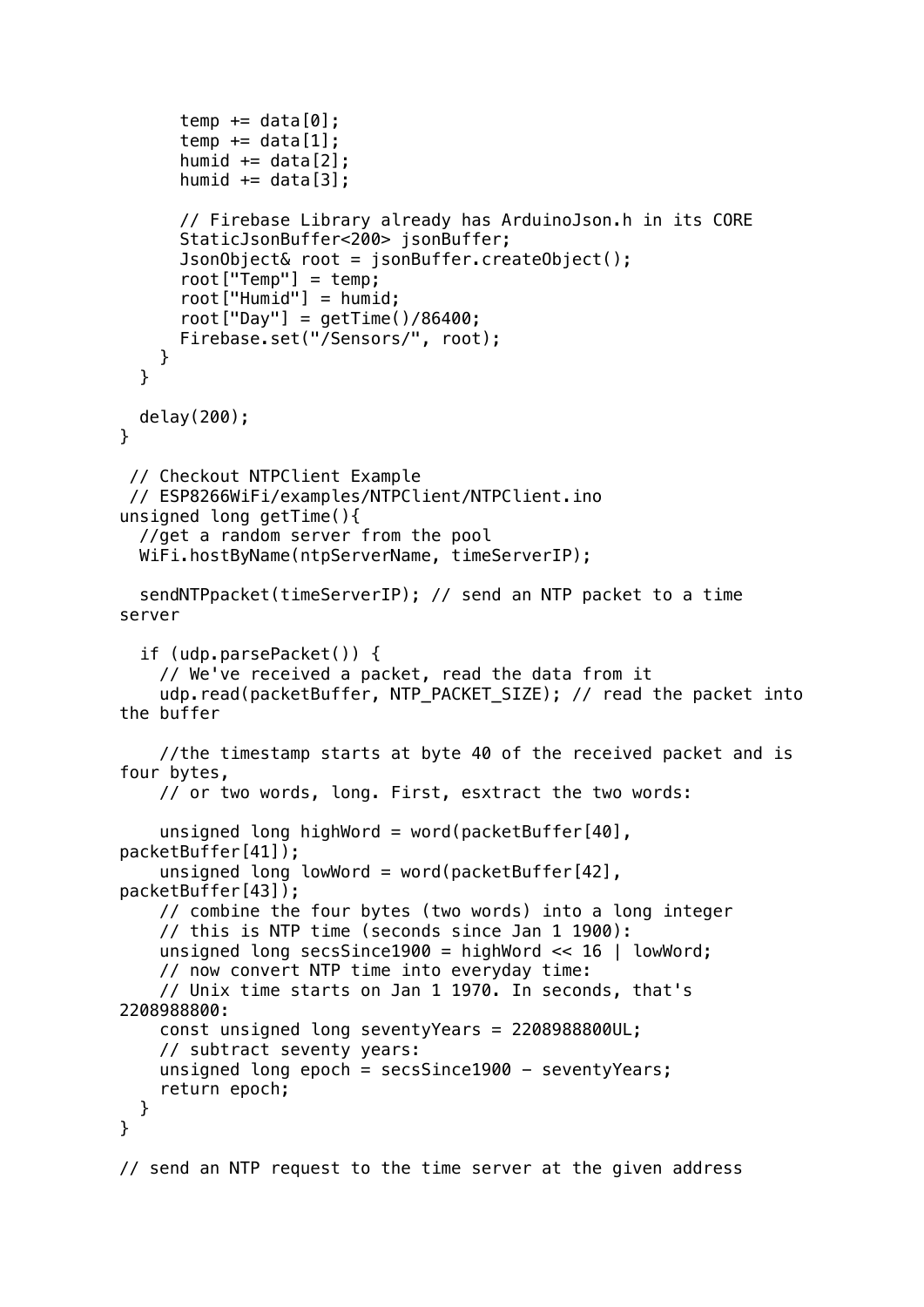```
      temp += data[0];
      temp += data[1];
      humid += data[2];
      humid += data[3];

      // Firebase Library already has ArduinoJson.h in its CORE
      StaticJsonBuffer<200> jsonBuffer;
      JsonObject& root = jsonBuffer.createObject();
      root["Temp"] = temp;
      root["Humid"] = humid;
      root["Day"] = getTime()/86400;
      Firebase.set("/Sensors/", root);
    }
  }

  delay(200);
}

 // Checkout NTPClient Example
 // ESP8266WiFi/examples/NTPClient/NTPClient.ino
unsigned long getTime(){
  //get a random server from the pool
  WiFi.hostByName(ntpServerName, timeServerIP);

  sendNTPpacket(timeServerIP); // send an NTP packet to a time
server

  if (udp.parsePacket()) {
    // We've received a packet, read the data from it
    udp.read(packetBuffer, NTP_PACKET_SIZE); // read the packet into
the buffer

    //the timestamp starts at byte 40 of the received packet and is
four bytes,
    // or two words, long. First, esxtract the two words:

    unsigned long highWord = word(packetBuffer[40],
packetBuffer[41]);
    unsigned long lowWord = word(packetBuffer[42],
packetBuffer[43]);
    // combine the four bytes (two words) into a long integer
    // this is NTP time (seconds since Jan 1 1900):
    unsigned long secsSince1900 = highWord << 16 | lowWord;
    // now convert NTP time into everyday time:
    // Unix time starts on Jan 1 1970. In seconds, that's
2208988800:
    const unsigned long seventyYears = 2208988800UL;
    // subtract seventy years:
    unsigned long epoch = secsSince1900 - seventyYears;
    return epoch;
  }
}

// send an NTP request to the time server at the given address
```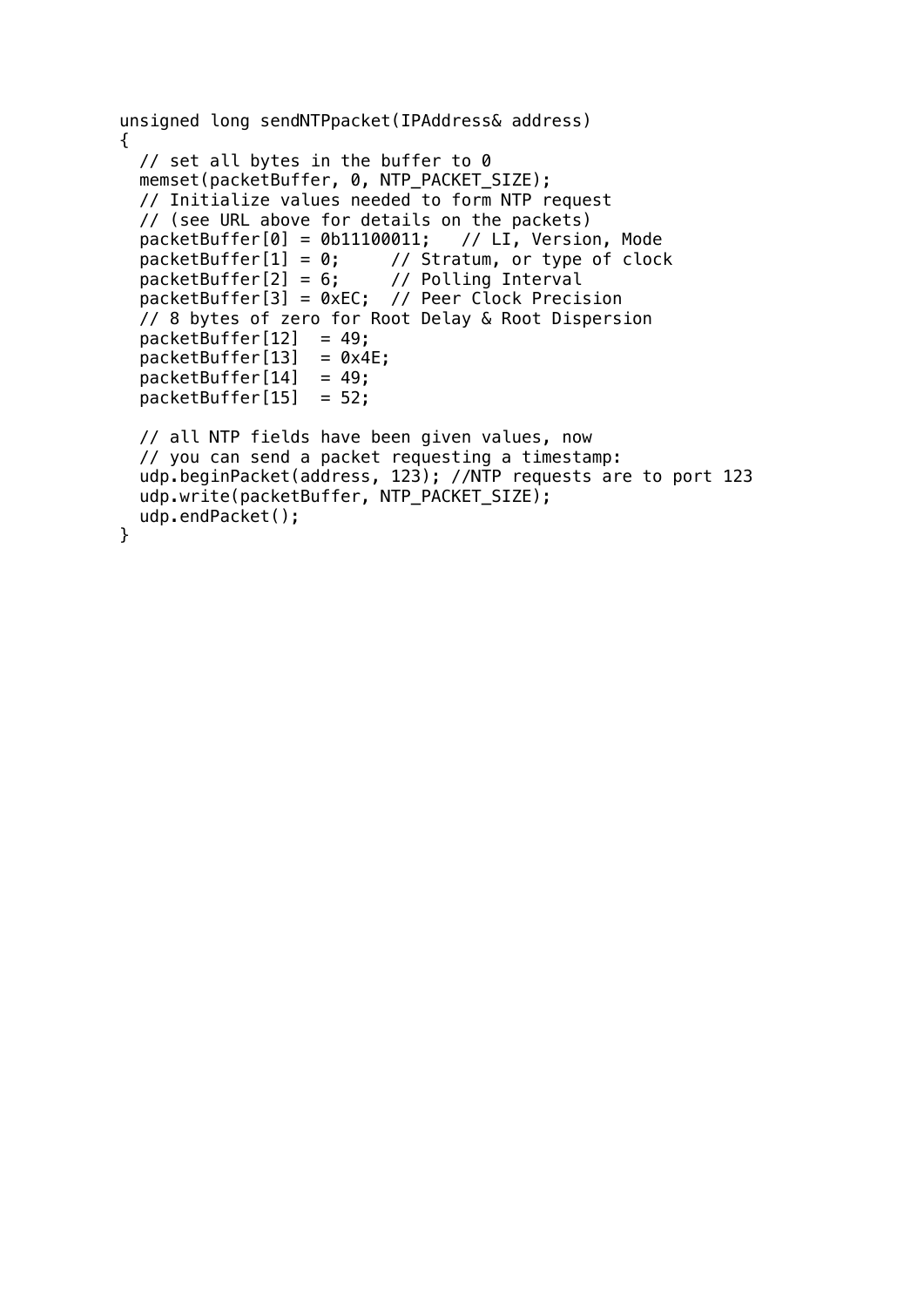```
unsigned long sendNTPpacket(IPAddress& address)
{
  // set all bytes in the buffer to 0
  memset(packetBuffer, 0, NTP_PACKET_SIZE);
  // Initialize values needed to form NTP request
  // (see URL above for details on the packets)
  packetBuffer[0] = 0b11100011;   // LI, Version, Mode
  packetBuffer[1] = 0;     // Stratum, or type of clock
  packetBuffer[2] = 6;     // Polling Interval
  packetBuffer[3] = 0xEC;  // Peer Clock Precision
  // 8 bytes of zero for Root Delay & Root Dispersion
  packetBuffer[12]  = 49;
  packetBuffer[13]  = 0x4E;
  packetBuffer[14]  = 49;
  packetBuffer[15]  = 52;

  // all NTP fields have been given values, now
  // you can send a packet requesting a timestamp:
  udp.beginPacket(address, 123); //NTP requests are to port 123
  udp.write(packetBuffer, NTP_PACKET_SIZE);
  udp.endPacket();
}
```